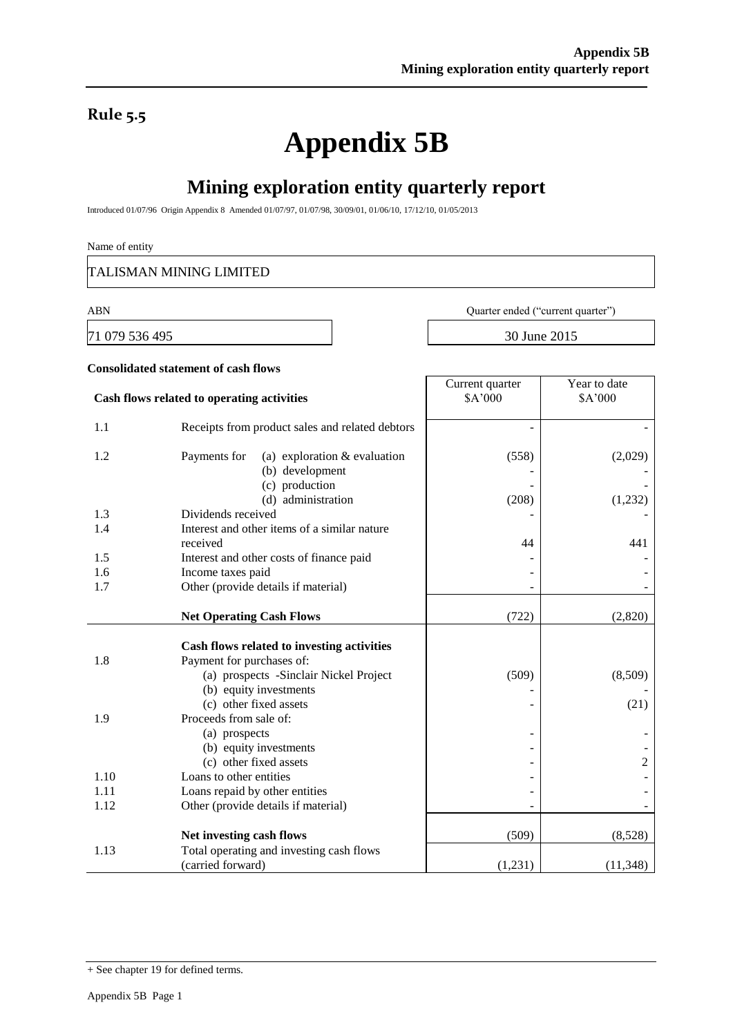**Rule 5.5**

# Appendix 5B

## Mining exploration entity quarterly report

Introduced 01/07/96 Origin Appendix 8 Amended 01/07/97, 01/07/98, 30/09/01, 01/06/10, 17/12/10, 01/05/2013

Name of entity

TALISMAN MINING LIMITED

| ABN | Quarter ended ("current quarter") |
|---|---|
| 71 079 536 495 | 30 June 2015 |

**Consolidated statement of cash flows**

| | **Cash flows related to operating activities** | Current quarter $A'000 | Year to date $A'000 |
|---|---|---|---|
| 1.1 | Receipts from product sales and related debtors | - | - |
| 1.2 | Payments for (a) exploration & evaluation | (558) | (2,029) |
| | (b) development | - | - |
| | (c) production | - | - |
| | (d) administration | (208) | (1,232) |
| 1.3 | Dividends received | - | - |
| 1.4 | Interest and other items of a similar nature received | 44 | 441 |
| 1.5 | Interest and other costs of finance paid | - | - |
| 1.6 | Income taxes paid | - | - |
| 1.7 | Other (provide details if material) | - | - |
| | **Net Operating Cash Flows** | (722) | (2,820) |
| | **Cash flows related to investing activities** | | |
| 1.8 | Payment for purchases of: | | |
| | (a) prospects -Sinclair Nickel Project | (509) | (8,509) |
| | (b) equity investments | - | - |
| | (c) other fixed assets | - | (21) |
| 1.9 | Proceeds from sale of: | | |
| | (a) prospects | - | - |
| | (b) equity investments | - | - |
| | (c) other fixed assets | - | 2 |
| 1.10 | Loans to other entities | - | - |
| 1.11 | Loans repaid by other entities | - | - |
| 1.12 | Other (provide details if material) | - | - |
| | **Net investing cash flows** | (509) | (8,528) |
| 1.13 | Total operating and investing cash flows (carried forward) | (1,231) | (11,348) |

+ See chapter 19 for defined terms.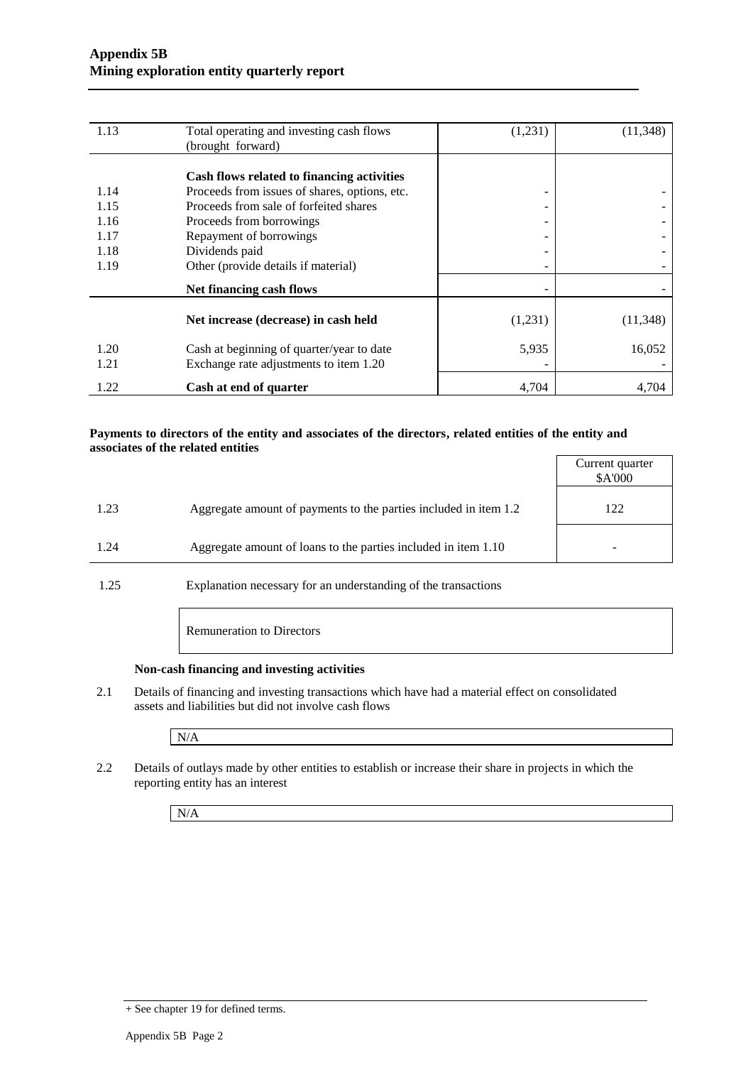| | | | |
|---|---|---|---|
| 1.13 | Total operating and investing cash flows (brought forward) | (1,231) | (11,348) |
| | **Cash flows related to financing activities** | | |
| 1.14 | Proceeds from issues of shares, options, etc. | - | - |
| 1.15 | Proceeds from sale of forfeited shares | - | - |
| 1.16 | Proceeds from borrowings | - | - |
| 1.17 | Repayment of borrowings | - | - |
| 1.18 | Dividends paid | - | - |
| 1.19 | Other (provide details if material) | - | - |
| | **Net financing cash flows** | - | - |
| | **Net increase (decrease) in cash held** | (1,231) | (11,348) |
| 1.20 | Cash at beginning of quarter/year to date | 5,935 | 16,052 |
| 1.21 | Exchange rate adjustments to item 1.20 | - | - |
| 1.22 | **Cash at end of quarter** | 4,704 | 4,704 |

**Payments to directors of the entity and associates of the directors, related entities of the entity and associates of the related entities**

| | | Current quarter $A'000 |
|---|---|---|
| 1.23 | Aggregate amount of payments to the parties included in item 1.2 | 122 |
| 1.24 | Aggregate amount of loans to the parties included in item 1.10 | - |

1.25 Explanation necessary for an understanding of the transactions

Remuneration to Directors

**Non-cash financing and investing activities**

2.1 Details of financing and investing transactions which have had a material effect on consolidated assets and liabilities but did not involve cash flows

N/A

2.2 Details of outlays made by other entities to establish or increase their share in projects in which the reporting entity has an interest

N/A

+ See chapter 19 for defined terms.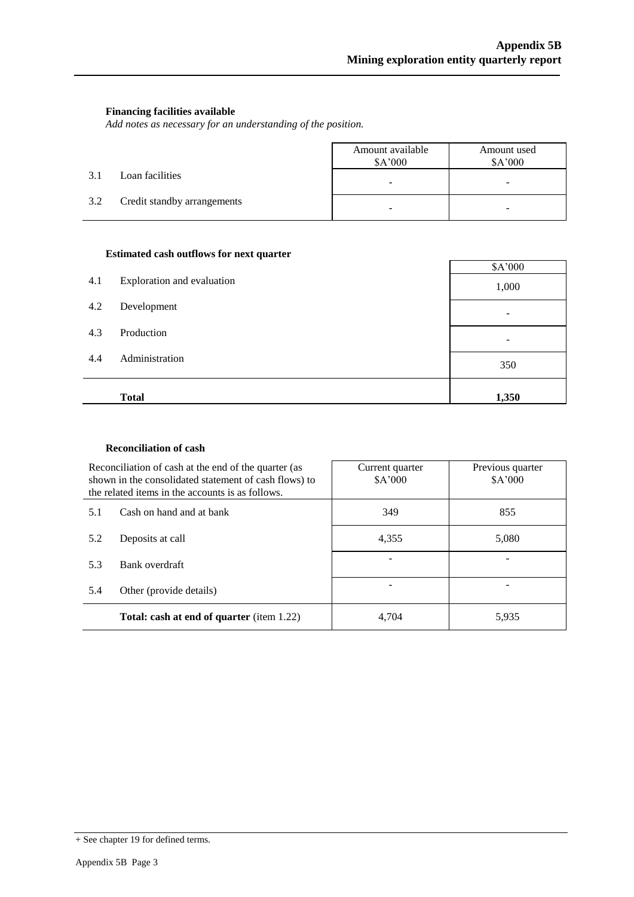**Financing facilities available**
*Add notes as necessary for an understanding of the position.*

| | | Amount available $A'000 | Amount used $A'000 |
|---|---|---|---|
| 3.1 | Loan facilities | - | - |
| 3.2 | Credit standby arrangements | - | - |

**Estimated cash outflows for next quarter**

| | | $A'000 |
|---|---|---|
| 4.1 | Exploration and evaluation | 1,000 |
| 4.2 | Development | - |
| 4.3 | Production | - |
| 4.4 | Administration | 350 |
| | **Total** | **1,350** |

**Reconciliation of cash**

| Reconciliation of cash at the end of the quarter (as shown in the consolidated statement of cash flows) to the related items in the accounts is as follows. | | Current quarter $A'000 | Previous quarter $A'000 |
|---|---|---|---|
| 5.1 | Cash on hand and at bank | 349 | 855 |
| 5.2 | Deposits at call | 4,355 | 5,080 |
| 5.3 | Bank overdraft | - | - |
| 5.4 | Other (provide details) | - | - |
| | **Total: cash at end of quarter** (item 1.22) | 4,704 | 5,935 |

+ See chapter 19 for defined terms.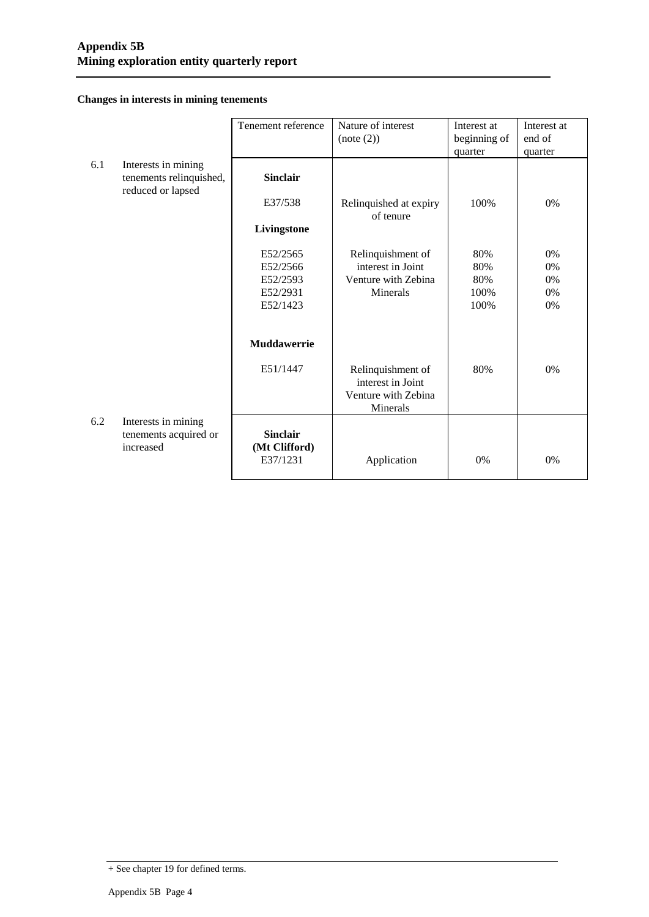## Changes in interests in mining tenements

| | | Tenement reference | Nature of interest (note (2)) | Interest at beginning of quarter | Interest at end of quarter |
|---|---|---|---|---|---|
| 6.1 | Interests in mining tenements relinquished, reduced or lapsed | **Sinclair** | | | |
| | | E37/538 | Relinquished at expiry of tenure | 100% | 0% |
| | | **Livingstone** | | | |
| | | E52/2565 | Relinquishment of interest in Joint Venture with Zebina Minerals | 80% | 0% |
| | | E52/2566 | | 80% | 0% |
| | | E52/2593 | | 80% | 0% |
| | | E52/2931 | | 100% | 0% |
| | | E52/1423 | | 100% | 0% |
| | | **Muddawerrie** | | | |
| | | E51/1447 | Relinquishment of interest in Joint Venture with Zebina Minerals | 80% | 0% |
| 6.2 | Interests in mining tenements acquired or increased | **Sinclair (Mt Clifford)** | | | |
| | | E37/1231 | Application | 0% | 0% |

+ See chapter 19 for defined terms.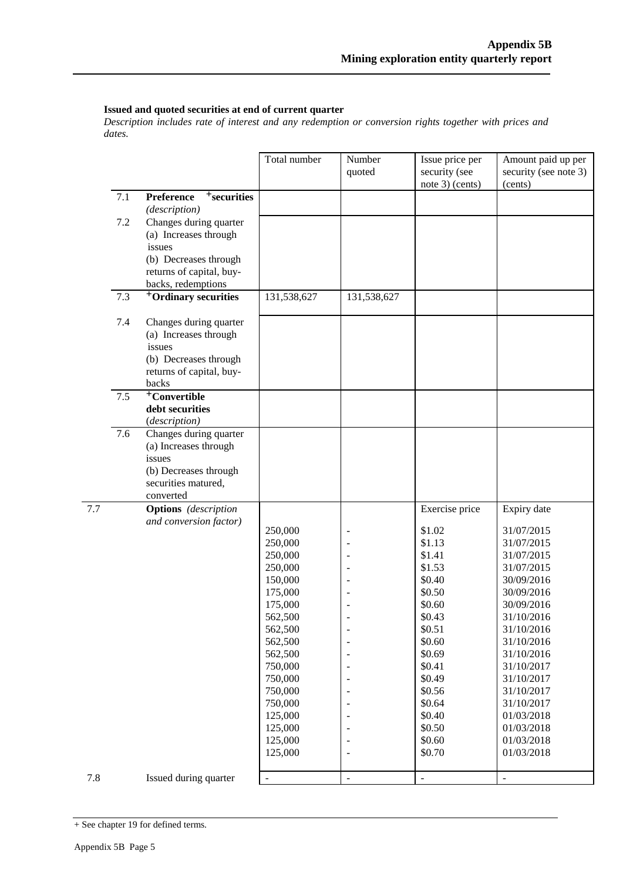**Issued and quoted securities at end of current quarter**

*Description includes rate of interest and any redemption or conversion rights together with prices and dates.*

| | | Total number | Number quoted | Issue price per security (see note 3) (cents) | Amount paid up per security (see note 3) (cents) |
|---|---|---|---|---|---|
| 7.1 | **Preference +securities** *(description)* | | | | |
| 7.2 | Changes during quarter (a) Increases through issues (b) Decreases through returns of capital, buy-backs, redemptions | | | | |
| 7.3 | **+Ordinary securities** | 131,538,627 | 131,538,627 | | |
| 7.4 | Changes during quarter (a) Increases through issues (b) Decreases through returns of capital, buy-backs | | | | |
| 7.5 | **+Convertible debt securities** *(description)* | | | | |
| 7.6 | Changes during quarter (a) Increases through issues (b) Decreases through securities matured, converted | | | | |
| 7.7 | **Options** *(description and conversion factor)* | | | Exercise price | Expiry date |
| | | 250,000 | - | \$1.02 | 31/07/2015 |
| | | 250,000 | - | \$1.13 | 31/07/2015 |
| | | 250,000 | - | \$1.41 | 31/07/2015 |
| | | 250,000 | - | \$1.53 | 31/07/2015 |
| | | 150,000 | - | \$0.40 | 30/09/2016 |
| | | 175,000 | - | \$0.50 | 30/09/2016 |
| | | 175,000 | - | \$0.60 | 30/09/2016 |
| | | 562,500 | - | \$0.43 | 31/10/2016 |
| | | 562,500 | - | \$0.51 | 31/10/2016 |
| | | 562,500 | - | \$0.60 | 31/10/2016 |
| | | 562,500 | - | \$0.69 | 31/10/2016 |
| | | 750,000 | - | \$0.41 | 31/10/2017 |
| | | 750,000 | - | \$0.49 | 31/10/2017 |
| | | 750,000 | - | \$0.56 | 31/10/2017 |
| | | 750,000 | - | \$0.64 | 31/10/2017 |
| | | 125,000 | - | \$0.40 | 01/03/2018 |
| | | 125,000 | - | \$0.50 | 01/03/2018 |
| | | 125,000 | - | \$0.60 | 01/03/2018 |
| | | 125,000 | - | \$0.70 | 01/03/2018 |
| 7.8 | Issued during quarter | - | - | - | - |

+ See chapter 19 for defined terms.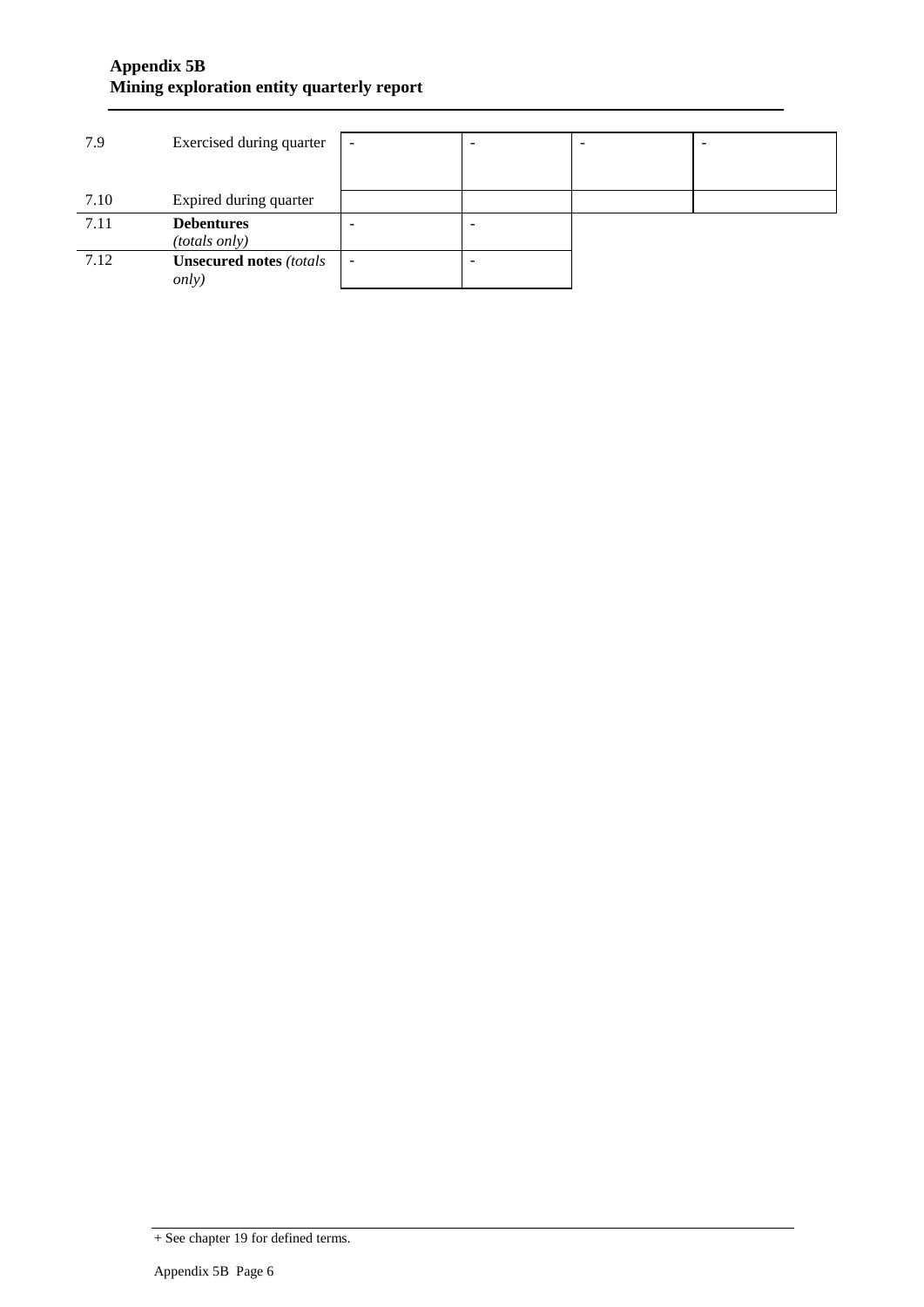| | | | | | |
|---|---|---|---|---|---|
| 7.9 | Exercised during quarter | - | - | - | - |
| 7.10 | Expired during quarter | | | | |
| 7.11 | **Debentures** *(totals only)* | - | - | | |
| 7.12 | **Unsecured notes** *(totals only)* | - | - | | |

+ See chapter 19 for defined terms.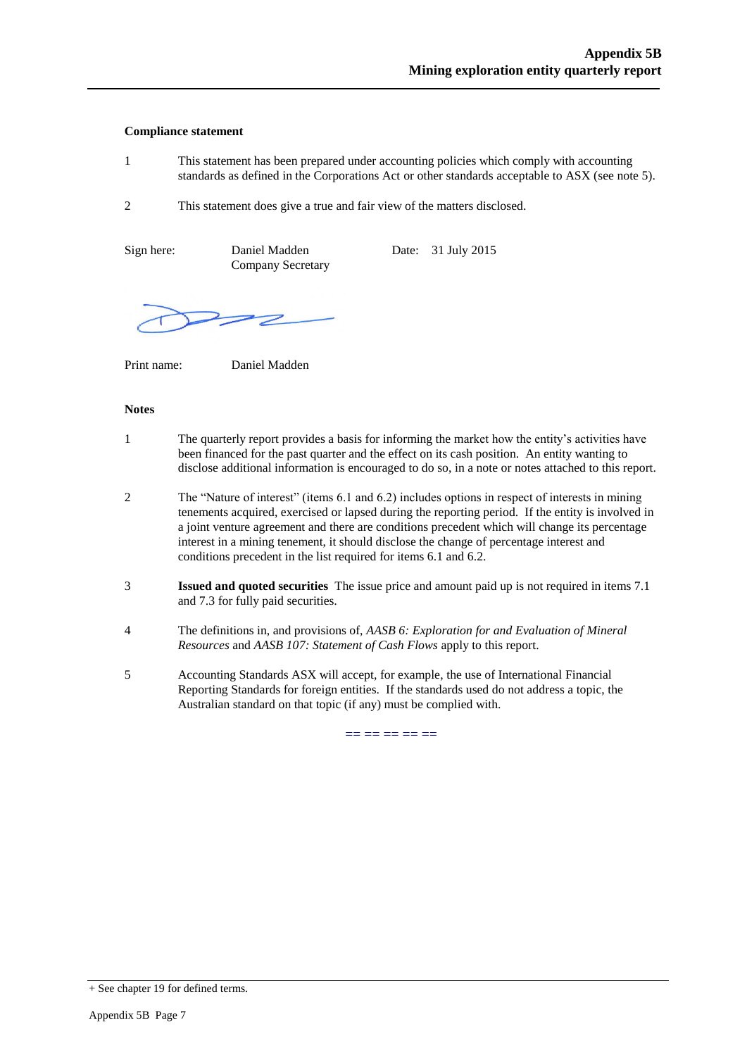**Compliance statement**

1 This statement has been prepared under accounting policies which comply with accounting standards as defined in the Corporations Act or other standards acceptable to ASX (see note 5).

2 This statement does give a true and fair view of the matters disclosed.

Sign here: Daniel Madden Date: 31 July 2015
Company Secretary

Print name: Daniel Madden

**Notes**

1 The quarterly report provides a basis for informing the market how the entity's activities have been financed for the past quarter and the effect on its cash position. An entity wanting to disclose additional information is encouraged to do so, in a note or notes attached to this report.

2 The "Nature of interest" (items 6.1 and 6.2) includes options in respect of interests in mining tenements acquired, exercised or lapsed during the reporting period. If the entity is involved in a joint venture agreement and there are conditions precedent which will change its percentage interest in a mining tenement, it should disclose the change of percentage interest and conditions precedent in the list required for items 6.1 and 6.2.

3 **Issued and quoted securities** The issue price and amount paid up is not required in items 7.1 and 7.3 for fully paid securities.

4 The definitions in, and provisions of, *AASB 6: Exploration for and Evaluation of Mineral Resources* and *AASB 107: Statement of Cash Flows* apply to this report.

5 Accounting Standards ASX will accept, for example, the use of International Financial Reporting Standards for foreign entities. If the standards used do not address a topic, the Australian standard on that topic (if any) must be complied with.

== == == == ==